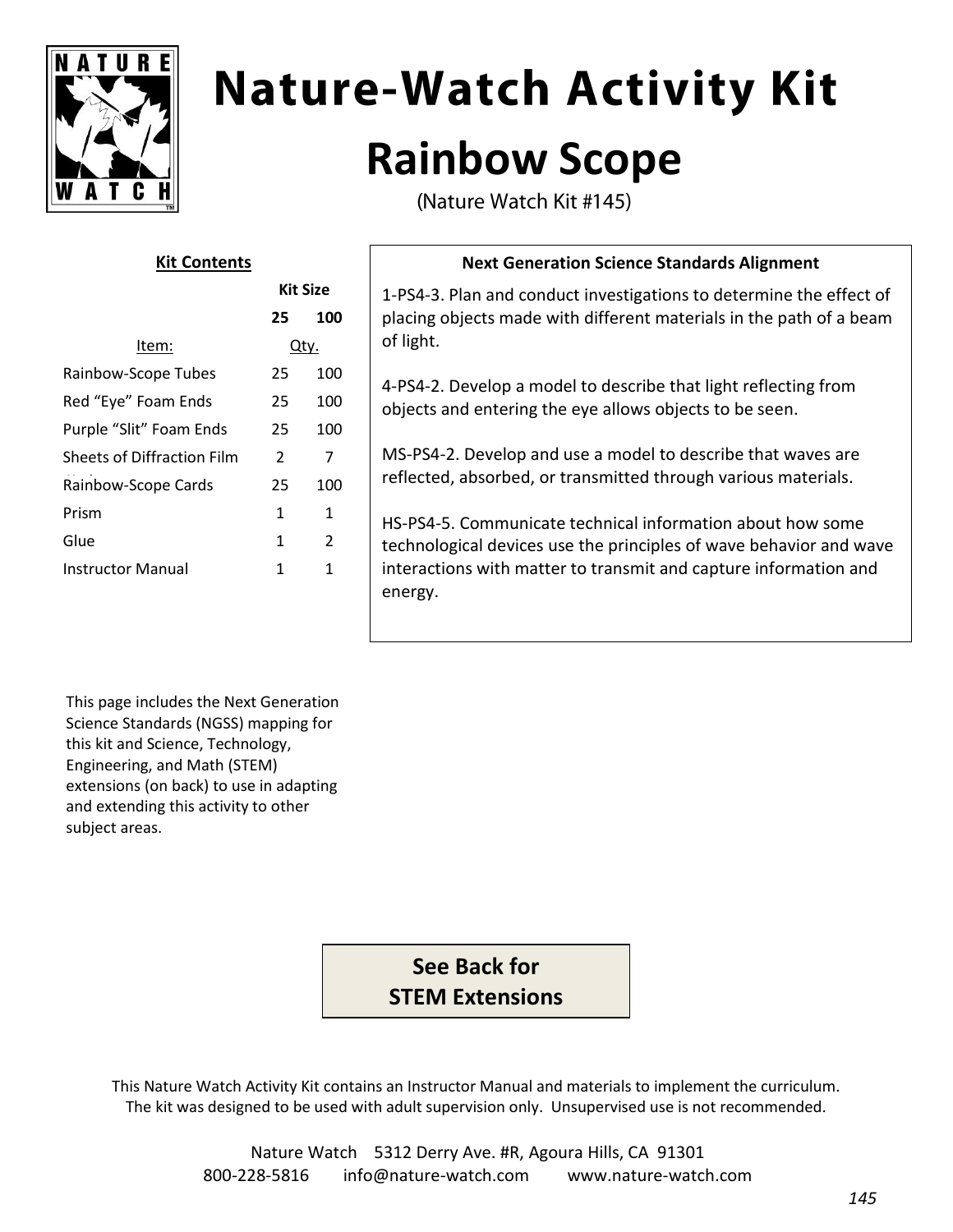# Nature-Watch Activity Kit

## Rainbow Scope

(Nature Watch Kit #145)

**Kit Contents**

| Item: | Kit Size 25 Qty. | Kit Size 100 Qty. |
|---|---|---|
| Rainbow-Scope Tubes | 25 | 100 |
| Red "Eye" Foam Ends | 25 | 100 |
| Purple "Slit" Foam Ends | 25 | 100 |
| Sheets of Diffraction Film | 2 | 7 |
| Rainbow-Scope Cards | 25 | 100 |
| Prism | 1 | 1 |
| Glue | 1 | 2 |
| Instructor Manual | 1 | 1 |

**Next Generation Science Standards Alignment**

1-PS4-3. Plan and conduct investigations to determine the effect of placing objects made with different materials in the path of a beam of light.

4-PS4-2. Develop a model to describe that light reflecting from objects and entering the eye allows objects to be seen.

MS-PS4-2. Develop and use a model to describe that waves are reflected, absorbed, or transmitted through various materials.

HS-PS4-5. Communicate technical information about how some technological devices use the principles of wave behavior and wave interactions with matter to transmit and capture information and energy.

This page includes the Next Generation Science Standards (NGSS) mapping for this kit and Science, Technology, Engineering, and Math (STEM) extensions (on back) to use in adapting and extending this activity to other subject areas.

**See Back for STEM Extensions**

This Nature Watch Activity Kit contains an Instructor Manual and materials to implement the curriculum. The kit was designed to be used with adult supervision only. Unsupervised use is not recommended.

Nature Watch 5312 Derry Ave. #R, Agoura Hills, CA 91301
800-228-5816 info@nature-watch.com www.nature-watch.com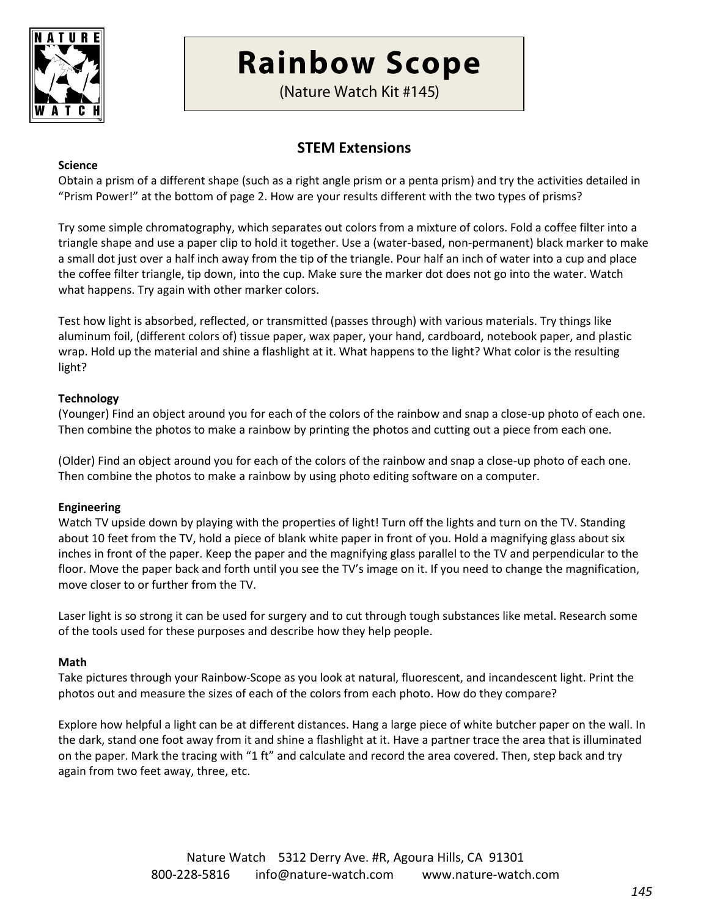# Rainbow Scope

(Nature Watch Kit #145)

## STEM Extensions

**Science**

Obtain a prism of a different shape (such as a right angle prism or a penta prism) and try the activities detailed in "Prism Power!" at the bottom of page 2. How are your results different with the two types of prisms?

Try some simple chromatography, which separates out colors from a mixture of colors. Fold a coffee filter into a triangle shape and use a paper clip to hold it together. Use a (water-based, non-permanent) black marker to make a small dot just over a half inch away from the tip of the triangle. Pour half an inch of water into a cup and place the coffee filter triangle, tip down, into the cup. Make sure the marker dot does not go into the water. Watch what happens. Try again with other marker colors.

Test how light is absorbed, reflected, or transmitted (passes through) with various materials. Try things like aluminum foil, (different colors of) tissue paper, wax paper, your hand, cardboard, notebook paper, and plastic wrap. Hold up the material and shine a flashlight at it. What happens to the light? What color is the resulting light?

**Technology**

(Younger) Find an object around you for each of the colors of the rainbow and snap a close-up photo of each one. Then combine the photos to make a rainbow by printing the photos and cutting out a piece from each one.

(Older) Find an object around you for each of the colors of the rainbow and snap a close-up photo of each one. Then combine the photos to make a rainbow by using photo editing software on a computer.

**Engineering**

Watch TV upside down by playing with the properties of light! Turn off the lights and turn on the TV. Standing about 10 feet from the TV, hold a piece of blank white paper in front of you. Hold a magnifying glass about six inches in front of the paper. Keep the paper and the magnifying glass parallel to the TV and perpendicular to the floor. Move the paper back and forth until you see the TV's image on it. If you need to change the magnification, move closer to or further from the TV.

Laser light is so strong it can be used for surgery and to cut through tough substances like metal. Research some of the tools used for these purposes and describe how they help people.

**Math**

Take pictures through your Rainbow-Scope as you look at natural, fluorescent, and incandescent light. Print the photos out and measure the sizes of each of the colors from each photo. How do they compare?

Explore how helpful a light can be at different distances. Hang a large piece of white butcher paper on the wall. In the dark, stand one foot away from it and shine a flashlight at it. Have a partner trace the area that is illuminated on the paper. Mark the tracing with "1 ft" and calculate and record the area covered. Then, step back and try again from two feet away, three, etc.

Nature Watch 5312 Derry Ave. #R, Agoura Hills, CA 91301
800-228-5816 info@nature-watch.com www.nature-watch.com